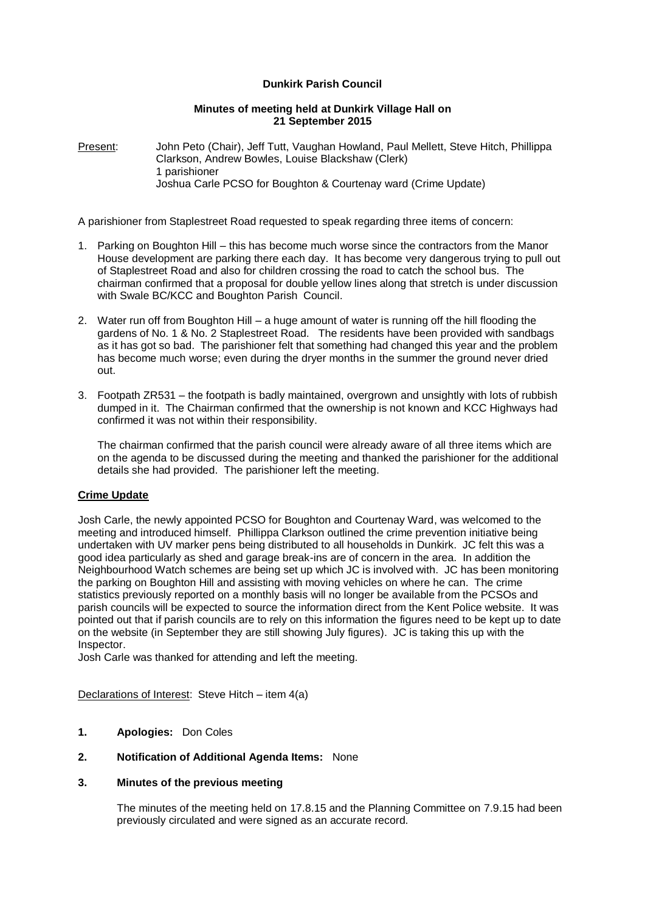**Dunkirk Parish Council**

**Minutes of meeting held at Dunkirk Village Hall on 21 September 2015**

Present: John Peto (Chair), Jeff Tutt, Vaughan Howland, Paul Mellett, Steve Hitch, Phillippa Clarkson, Andrew Bowles, Louise Blackshaw (Clerk)
1 parishioner
Joshua Carle PCSO for Boughton & Courtenay ward (Crime Update)

A parishioner from Staplestreet Road requested to speak regarding three items of concern:

1. Parking on Boughton Hill – this has become much worse since the contractors from the Manor House development are parking there each day. It has become very dangerous trying to pull out of Staplestreet Road and also for children crossing the road to catch the school bus. The chairman confirmed that a proposal for double yellow lines along that stretch is under discussion with Swale BC/KCC and Boughton Parish Council.

2. Water run off from Boughton Hill – a huge amount of water is running off the hill flooding the gardens of No. 1 & No. 2 Staplestreet Road. The residents have been provided with sandbags as it has got so bad. The parishioner felt that something had changed this year and the problem has become much worse; even during the dryer months in the summer the ground never dried out.

3. Footpath ZR531 – the footpath is badly maintained, overgrown and unsightly with lots of rubbish dumped in it. The Chairman confirmed that the ownership is not known and KCC Highways had confirmed it was not within their responsibility.

   The chairman confirmed that the parish council were already aware of all three items which are on the agenda to be discussed during the meeting and thanked the parishioner for the additional details she had provided. The parishioner left the meeting.

**Crime Update**

Josh Carle, the newly appointed PCSO for Boughton and Courtenay Ward, was welcomed to the meeting and introduced himself. Phillippa Clarkson outlined the crime prevention initiative being undertaken with UV marker pens being distributed to all households in Dunkirk. JC felt this was a good idea particularly as shed and garage break-ins are of concern in the area. In addition the Neighbourhood Watch schemes are being set up which JC is involved with. JC has been monitoring the parking on Boughton Hill and assisting with moving vehicles on where he can. The crime statistics previously reported on a monthly basis will no longer be available from the PCSOs and parish councils will be expected to source the information direct from the Kent Police website. It was pointed out that if parish councils are to rely on this information the figures need to be kept up to date on the website (in September they are still showing July figures). JC is taking this up with the Inspector.

Josh Carle was thanked for attending and left the meeting.

Declarations of Interest: Steve Hitch – item 4(a)

**1. Apologies:** Don Coles

**2. Notification of Additional Agenda Items:** None

**3. Minutes of the previous meeting**

The minutes of the meeting held on 17.8.15 and the Planning Committee on 7.9.15 had been previously circulated and were signed as an accurate record.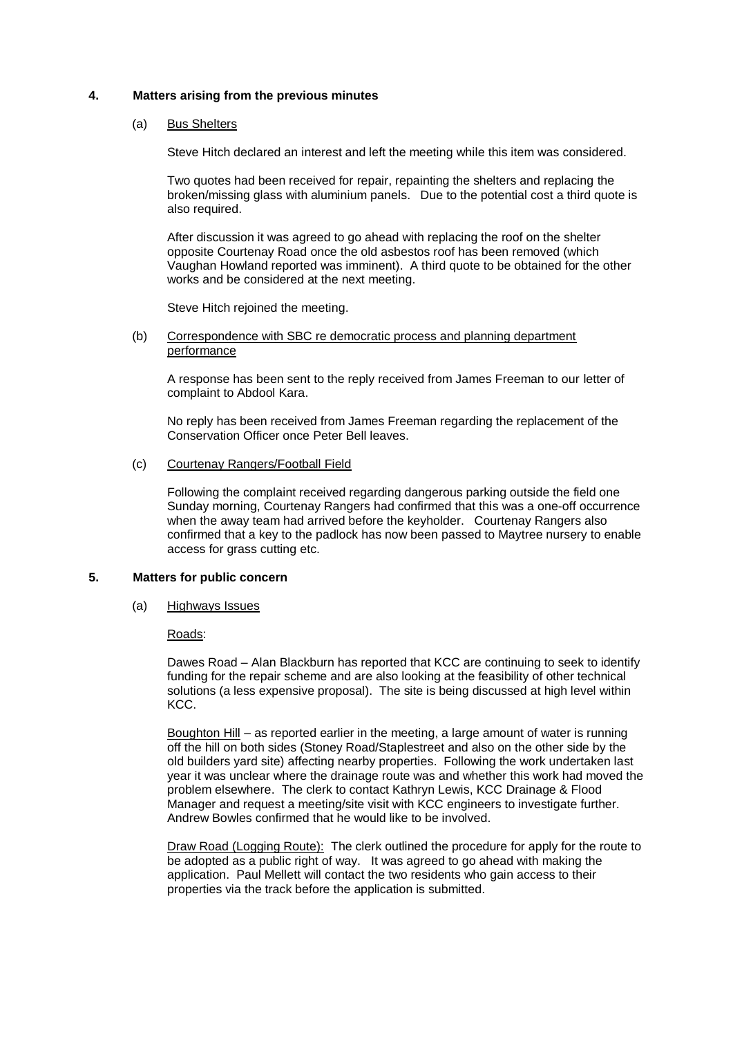## 4. Matters arising from the previous minutes

### (a) Bus Shelters

Steve Hitch declared an interest and left the meeting while this item was considered.

Two quotes had been received for repair, repainting the shelters and replacing the broken/missing glass with aluminium panels. Due to the potential cost a third quote is also required.

After discussion it was agreed to go ahead with replacing the roof on the shelter opposite Courtenay Road once the old asbestos roof has been removed (which Vaughan Howland reported was imminent). A third quote to be obtained for the other works and be considered at the next meeting.

Steve Hitch rejoined the meeting.

### (b) Correspondence with SBC re democratic process and planning department performance

A response has been sent to the reply received from James Freeman to our letter of complaint to Abdool Kara.

No reply has been received from James Freeman regarding the replacement of the Conservation Officer once Peter Bell leaves.

### (c) Courtenay Rangers/Football Field

Following the complaint received regarding dangerous parking outside the field one Sunday morning, Courtenay Rangers had confirmed that this was a one-off occurrence when the away team had arrived before the keyholder. Courtenay Rangers also confirmed that a key to the padlock has now been passed to Maytree nursery to enable access for grass cutting etc.

## 5. Matters for public concern

### (a) Highways Issues

Roads:

Dawes Road – Alan Blackburn has reported that KCC are continuing to seek to identify funding for the repair scheme and are also looking at the feasibility of other technical solutions (a less expensive proposal). The site is being discussed at high level within KCC.

Boughton Hill – as reported earlier in the meeting, a large amount of water is running off the hill on both sides (Stoney Road/Staplestreet and also on the other side by the old builders yard site) affecting nearby properties. Following the work undertaken last year it was unclear where the drainage route was and whether this work had moved the problem elsewhere. The clerk to contact Kathryn Lewis, KCC Drainage & Flood Manager and request a meeting/site visit with KCC engineers to investigate further. Andrew Bowles confirmed that he would like to be involved.

Draw Road (Logging Route): The clerk outlined the procedure for apply for the route to be adopted as a public right of way. It was agreed to go ahead with making the application. Paul Mellett will contact the two residents who gain access to their properties via the track before the application is submitted.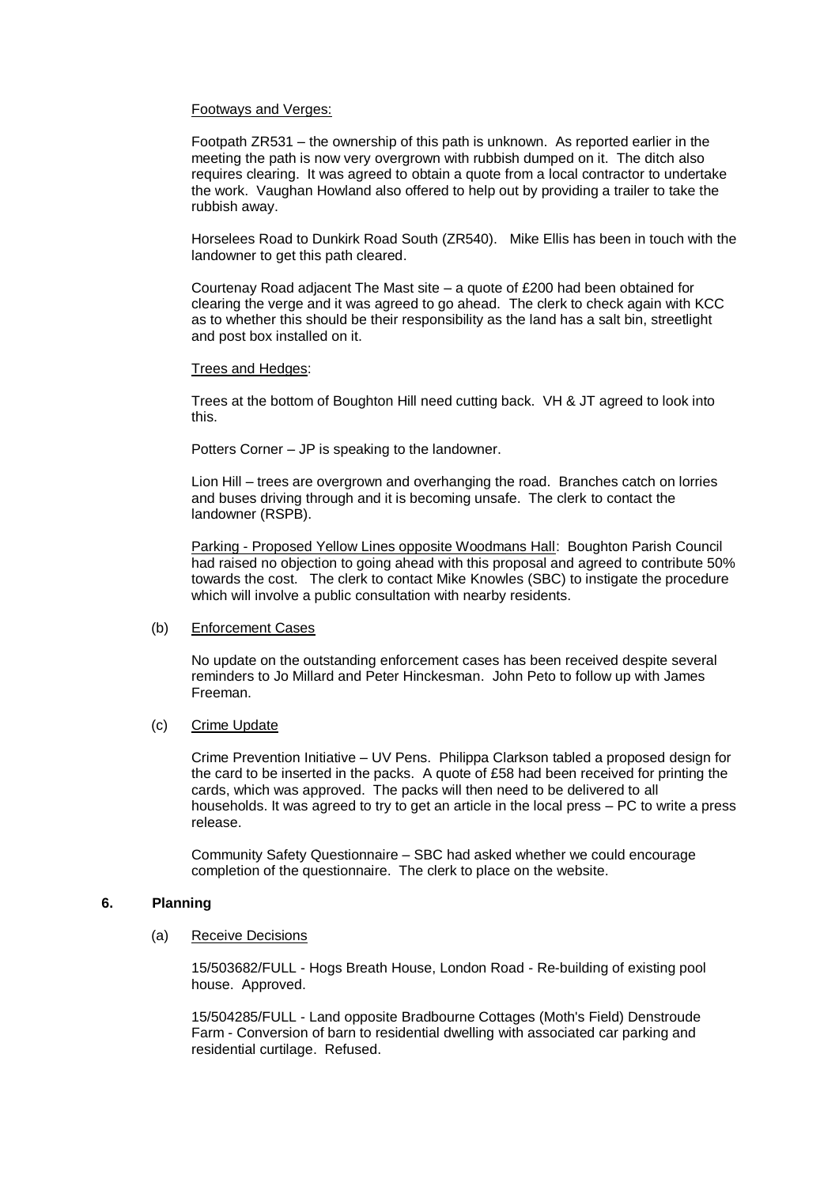Footways and Verges:

Footpath ZR531 – the ownership of this path is unknown. As reported earlier in the meeting the path is now very overgrown with rubbish dumped on it. The ditch also requires clearing. It was agreed to obtain a quote from a local contractor to undertake the work. Vaughan Howland also offered to help out by providing a trailer to take the rubbish away.

Horselees Road to Dunkirk Road South (ZR540). Mike Ellis has been in touch with the landowner to get this path cleared.

Courtenay Road adjacent The Mast site – a quote of £200 had been obtained for clearing the verge and it was agreed to go ahead. The clerk to check again with KCC as to whether this should be their responsibility as the land has a salt bin, streetlight and post box installed on it.

Trees and Hedges:

Trees at the bottom of Boughton Hill need cutting back. VH & JT agreed to look into this.

Potters Corner – JP is speaking to the landowner.

Lion Hill – trees are overgrown and overhanging the road. Branches catch on lorries and buses driving through and it is becoming unsafe. The clerk to contact the landowner (RSPB).

Parking - Proposed Yellow Lines opposite Woodmans Hall: Boughton Parish Council had raised no objection to going ahead with this proposal and agreed to contribute 50% towards the cost. The clerk to contact Mike Knowles (SBC) to instigate the procedure which will involve a public consultation with nearby residents.

(b) Enforcement Cases

No update on the outstanding enforcement cases has been received despite several reminders to Jo Millard and Peter Hinckesman. John Peto to follow up with James Freeman.

(c) Crime Update

Crime Prevention Initiative – UV Pens. Philippa Clarkson tabled a proposed design for the card to be inserted in the packs. A quote of £58 had been received for printing the cards, which was approved. The packs will then need to be delivered to all households. It was agreed to try to get an article in the local press – PC to write a press release.

Community Safety Questionnaire – SBC had asked whether we could encourage completion of the questionnaire. The clerk to place on the website.

**6. Planning**

(a) Receive Decisions

15/503682/FULL - Hogs Breath House, London Road - Re-building of existing pool house. Approved.

15/504285/FULL - Land opposite Bradbourne Cottages (Moth's Field) Denstroude Farm - Conversion of barn to residential dwelling with associated car parking and residential curtilage. Refused.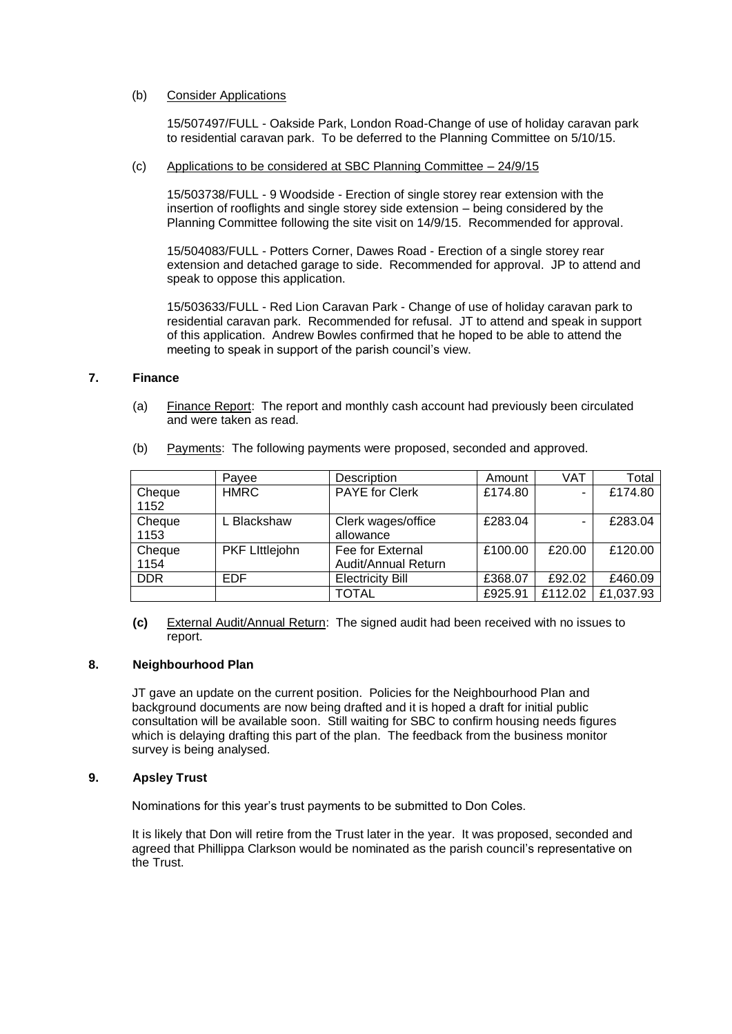(b) Consider Applications

15/507497/FULL - Oakside Park, London Road-Change of use of holiday caravan park to residential caravan park. To be deferred to the Planning Committee on 5/10/15.

(c) Applications to be considered at SBC Planning Committee – 24/9/15

15/503738/FULL - 9 Woodside - Erection of single storey rear extension with the insertion of rooflights and single storey side extension – being considered by the Planning Committee following the site visit on 14/9/15. Recommended for approval.

15/504083/FULL - Potters Corner, Dawes Road - Erection of a single storey rear extension and detached garage to side. Recommended for approval. JP to attend and speak to oppose this application.

15/503633/FULL - Red Lion Caravan Park - Change of use of holiday caravan park to residential caravan park. Recommended for refusal. JT to attend and speak in support of this application. Andrew Bowles confirmed that he hoped to be able to attend the meeting to speak in support of the parish council's view.

## 7. Finance

(a) Finance Report: The report and monthly cash account had previously been circulated and were taken as read.

(b) Payments: The following payments were proposed, seconded and approved.

| | Payee | Description | Amount | VAT | Total |
|---|---|---|---|---|---|
| Cheque 1152 | HMRC | PAYE for Clerk | £174.80 | - | £174.80 |
| Cheque 1153 | L Blackshaw | Clerk wages/office allowance | £283.04 | - | £283.04 |
| Cheque 1154 | PKF LIttlejohn | Fee for External Audit/Annual Return | £100.00 | £20.00 | £120.00 |
| DDR | EDF | Electricity Bill | £368.07 | £92.02 | £460.09 |
| | | TOTAL | £925.91 | £112.02 | £1,037.93 |

**(c)** External Audit/Annual Return: The signed audit had been received with no issues to report.

## 8. Neighbourhood Plan

JT gave an update on the current position. Policies for the Neighbourhood Plan and background documents are now being drafted and it is hoped a draft for initial public consultation will be available soon. Still waiting for SBC to confirm housing needs figures which is delaying drafting this part of the plan. The feedback from the business monitor survey is being analysed.

## 9. Apsley Trust

Nominations for this year's trust payments to be submitted to Don Coles.

It is likely that Don will retire from the Trust later in the year. It was proposed, seconded and agreed that Phillippa Clarkson would be nominated as the parish council's representative on the Trust.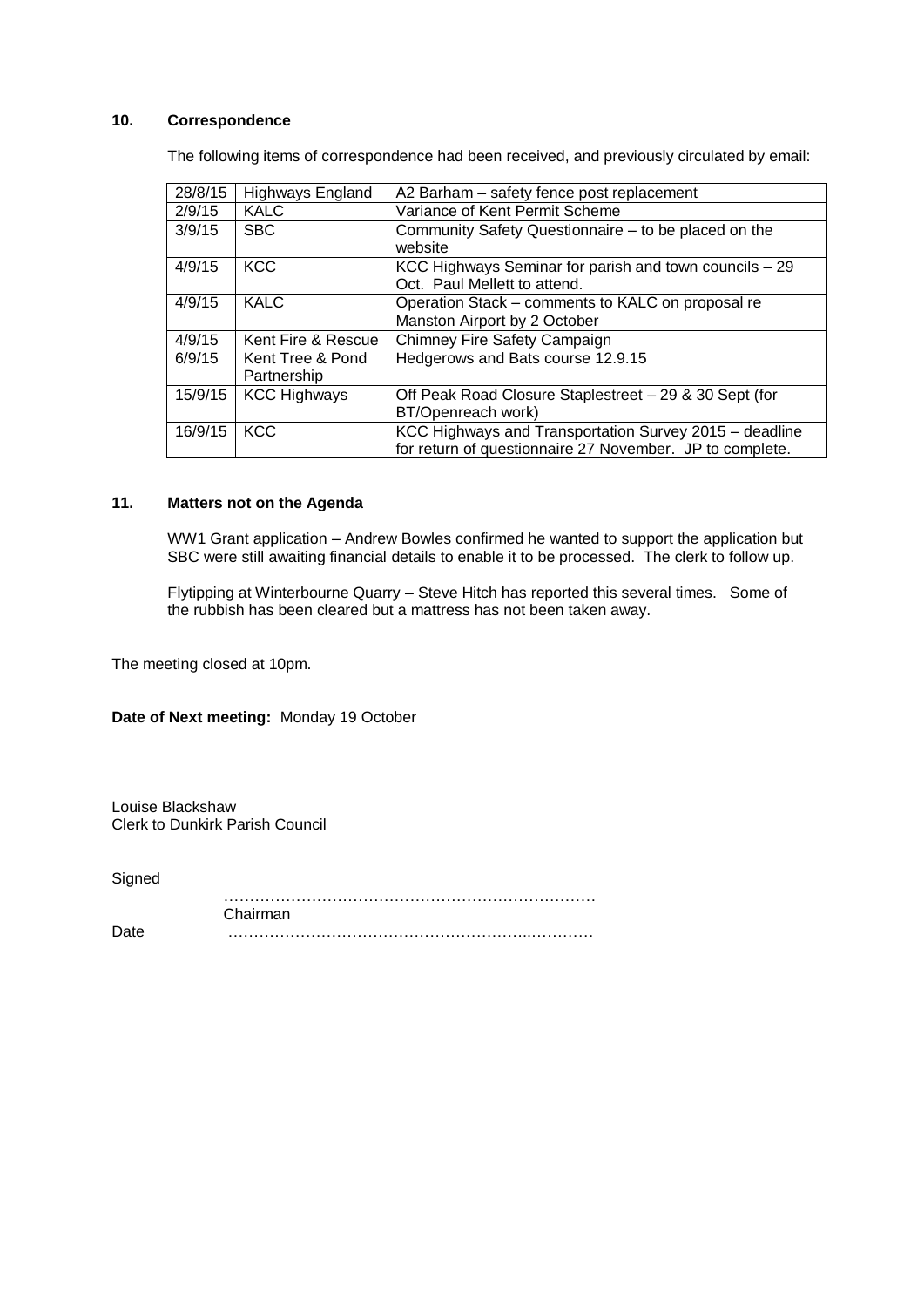## 10. Correspondence

The following items of correspondence had been received, and previously circulated by email:

| | | |
|---|---|---|
| 28/8/15 | Highways England | A2 Barham – safety fence post replacement |
| 2/9/15 | KALC | Variance of Kent Permit Scheme |
| 3/9/15 | SBC | Community Safety Questionnaire – to be placed on the website |
| 4/9/15 | KCC | KCC Highways Seminar for parish and town councils – 29 Oct. Paul Mellett to attend. |
| 4/9/15 | KALC | Operation Stack – comments to KALC on proposal re Manston Airport by 2 October |
| 4/9/15 | Kent Fire & Rescue | Chimney Fire Safety Campaign |
| 6/9/15 | Kent Tree & Pond Partnership | Hedgerows and Bats course 12.9.15 |
| 15/9/15 | KCC Highways | Off Peak Road Closure Staplestreet – 29 & 30 Sept (for BT/Openreach work) |
| 16/9/15 | KCC | KCC Highways and Transportation Survey 2015 – deadline for return of questionnaire 27 November. JP to complete. |

## 11. Matters not on the Agenda

WW1 Grant application – Andrew Bowles confirmed he wanted to support the application but SBC were still awaiting financial details to enable it to be processed. The clerk to follow up.

Flytipping at Winterbourne Quarry – Steve Hitch has reported this several times. Some of the rubbish has been cleared but a mattress has not been taken away.

The meeting closed at 10pm.

**Date of Next meeting:** Monday 19 October

Louise Blackshaw
Clerk to Dunkirk Parish Council

Signed ……………………………………………………………
Chairman

Date ……………………………………………………………